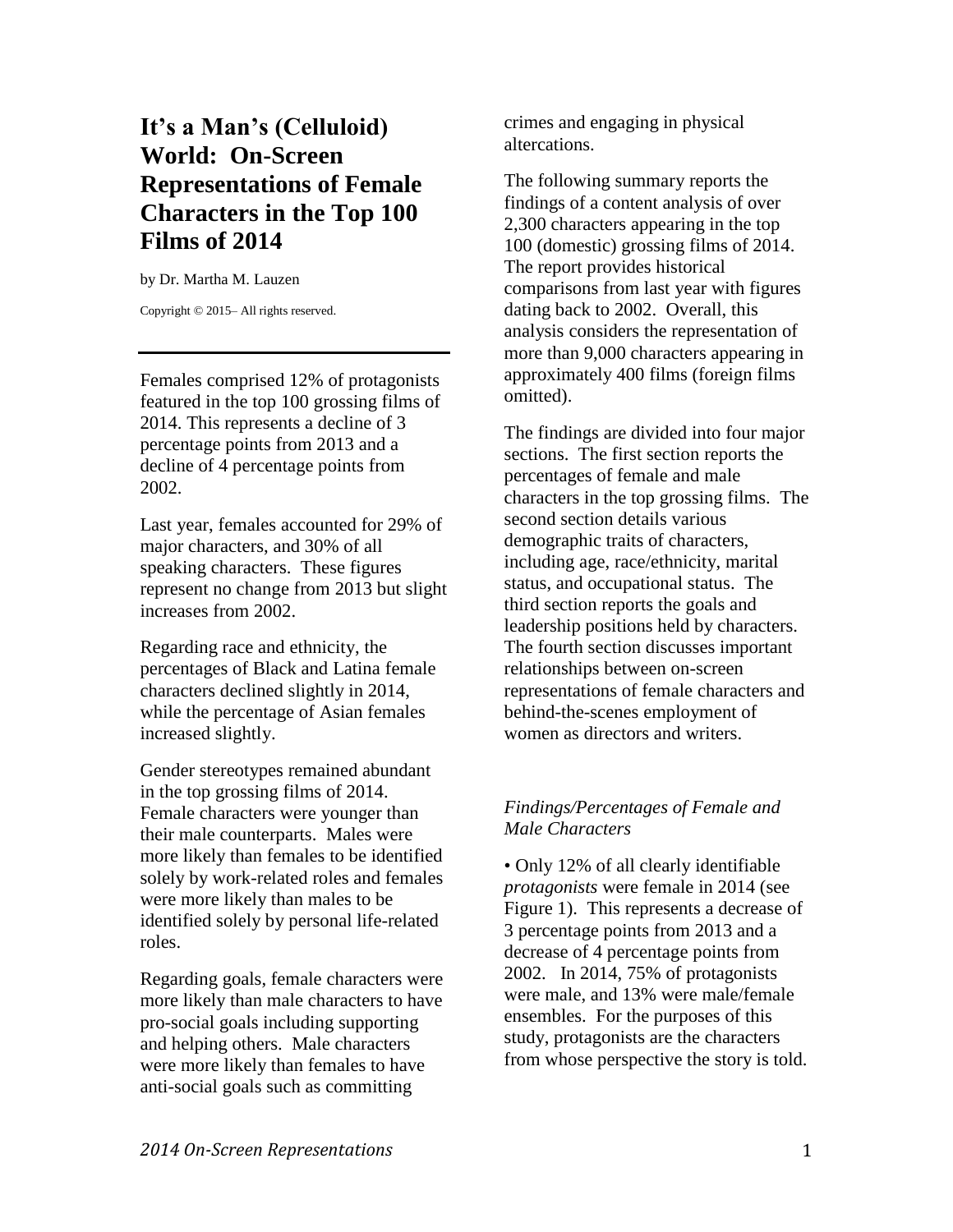# It's a Man's (Celluloid) World: On-Screen Representations of Female Characters in the Top 100 Films of 2014

by Dr. Martha M. Lauzen

Copyright © 2015– All rights reserved.

---

Females comprised 12% of protagonists featured in the top 100 grossing films of 2014. This represents a decline of 3 percentage points from 2013 and a decline of 4 percentage points from 2002.

Last year, females accounted for 29% of major characters, and 30% of all speaking characters. These figures represent no change from 2013 but slight increases from 2002.

Regarding race and ethnicity, the percentages of Black and Latina female characters declined slightly in 2014, while the percentage of Asian females increased slightly.

Gender stereotypes remained abundant in the top grossing films of 2014. Female characters were younger than their male counterparts. Males were more likely than females to be identified solely by work-related roles and females were more likely than males to be identified solely by personal life-related roles.

Regarding goals, female characters were more likely than male characters to have pro-social goals including supporting and helping others. Male characters were more likely than females to have anti-social goals such as committing crimes and engaging in physical altercations.

The following summary reports the findings of a content analysis of over 2,300 characters appearing in the top 100 (domestic) grossing films of 2014. The report provides historical comparisons from last year with figures dating back to 2002. Overall, this analysis considers the representation of more than 9,000 characters appearing in approximately 400 films (foreign films omitted).

The findings are divided into four major sections. The first section reports the percentages of female and male characters in the top grossing films. The second section details various demographic traits of characters, including age, race/ethnicity, marital status, and occupational status. The third section reports the goals and leadership positions held by characters. The fourth section discusses important relationships between on-screen representations of female characters and behind-the-scenes employment of women as directors and writers.

### *Findings/Percentages of Female and Male Characters*

• Only 12% of all clearly identifiable *protagonists* were female in 2014 (see Figure 1). This represents a decrease of 3 percentage points from 2013 and a decrease of 4 percentage points from 2002. In 2014, 75% of protagonists were male, and 13% were male/female ensembles. For the purposes of this study, protagonists are the characters from whose perspective the story is told.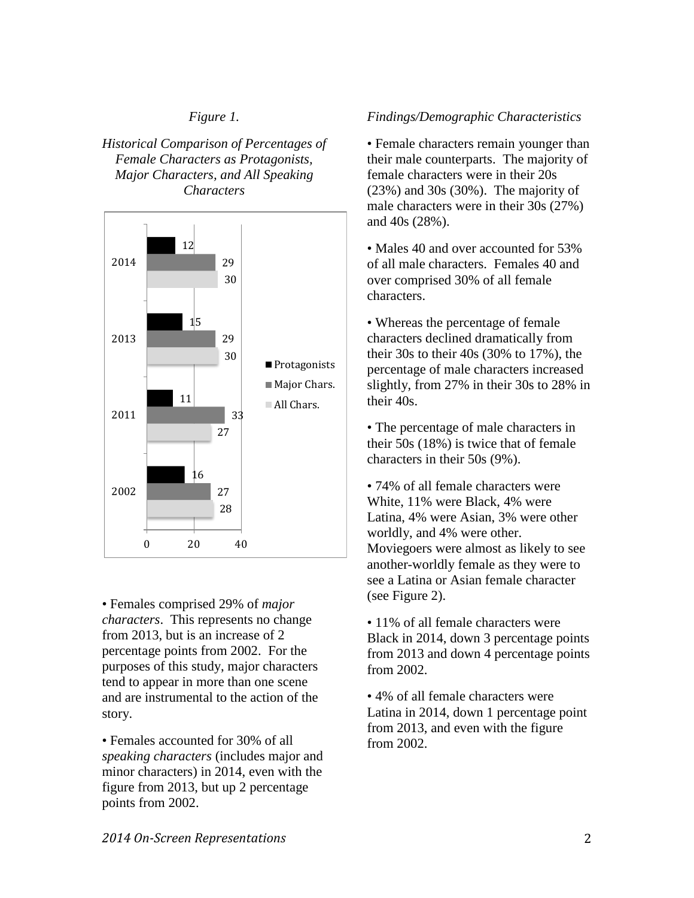*Figure 1.*

*Historical Comparison of Percentages of Female Characters as Protagonists, Major Characters, and All Speaking Characters*

| Year | Protagonists | Major Chars. | All Chars. |
|---|---|---|---|
| 2014 | 12 | 29 | 30 |
| 2013 | 15 | 29 | 30 |
| 2011 | 11 | 33 | 27 |
| 2002 | 16 | 27 | 28 |

• Females comprised 29% of *major characters*. This represents no change from 2013, but is an increase of 2 percentage points from 2002. For the purposes of this study, major characters tend to appear in more than one scene and are instrumental to the action of the story.

• Females accounted for 30% of all *speaking characters* (includes major and minor characters) in 2014, even with the figure from 2013, but up 2 percentage points from 2002.

*Findings/Demographic Characteristics*

• Female characters remain younger than their male counterparts. The majority of female characters were in their 20s (23%) and 30s (30%). The majority of male characters were in their 30s (27%) and 40s (28%).

• Males 40 and over accounted for 53% of all male characters. Females 40 and over comprised 30% of all female characters.

• Whereas the percentage of female characters declined dramatically from their 30s to their 40s (30% to 17%), the percentage of male characters increased slightly, from 27% in their 30s to 28% in their 40s.

• The percentage of male characters in their 50s (18%) is twice that of female characters in their 50s (9%).

• 74% of all female characters were White, 11% were Black, 4% were Latina, 4% were Asian, 3% were other worldly, and 4% were other. Moviegoers were almost as likely to see another-worldly female as they were to see a Latina or Asian female character (see Figure 2).

• 11% of all female characters were Black in 2014, down 3 percentage points from 2013 and down 4 percentage points from 2002.

• 4% of all female characters were Latina in 2014, down 1 percentage point from 2013, and even with the figure from 2002.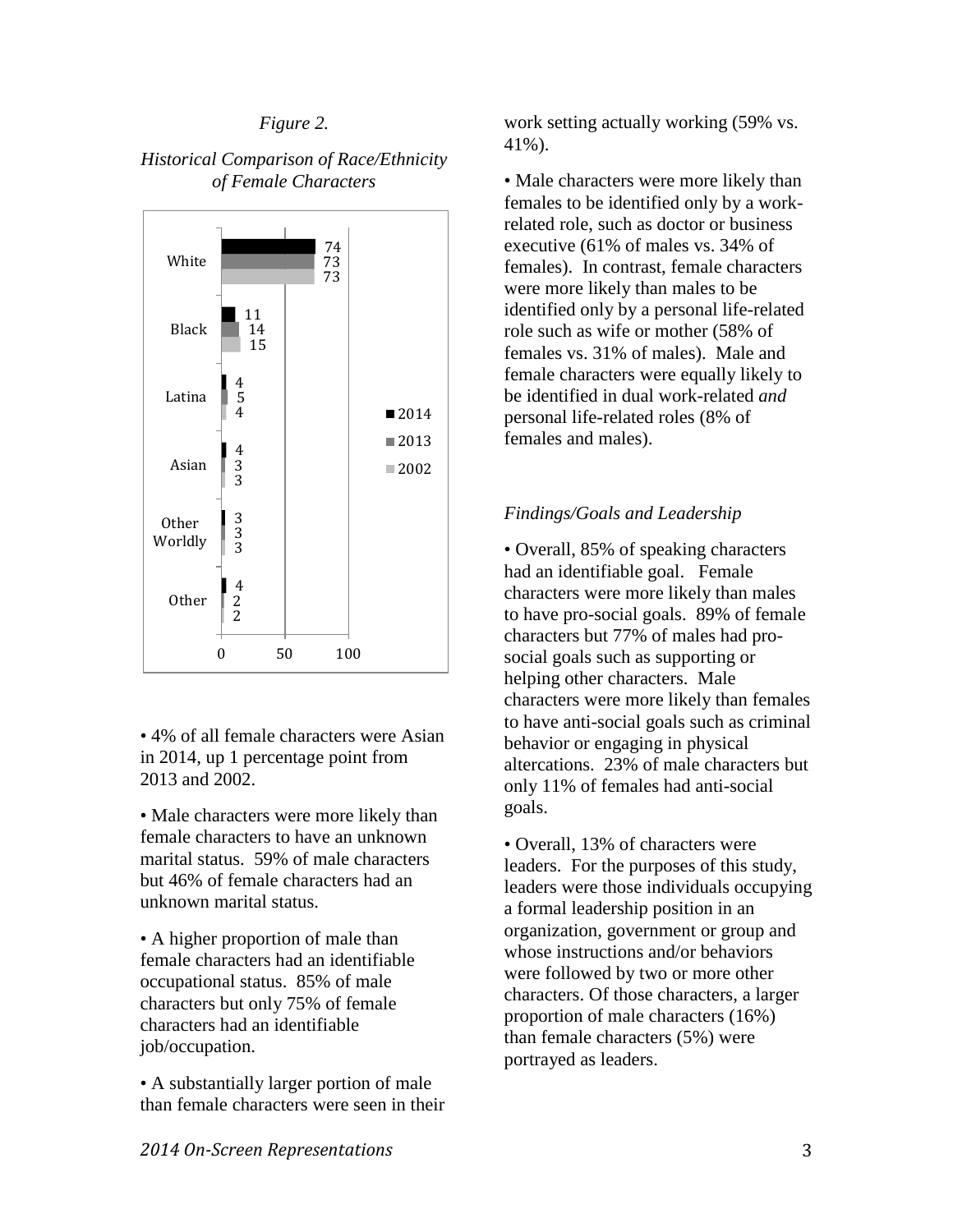*Figure 2.*

*Historical Comparison of Race/Ethnicity of Female Characters*

| | 2014 | 2013 | 2002 |
|---|---|---|---|
| White | 74 | 73 | 73 |
| Black | 11 | 14 | 15 |
| Latina | 4 | 5 | 4 |
| Asian | 4 | 3 | 3 |
| Other Worldly | 3 | 3 | 3 |
| Other | 4 | 2 | 2 |

• 4% of all female characters were Asian in 2014, up 1 percentage point from 2013 and 2002.

• Male characters were more likely than female characters to have an unknown marital status. 59% of male characters but 46% of female characters had an unknown marital status.

• A higher proportion of male than female characters had an identifiable occupational status. 85% of male characters but only 75% of female characters had an identifiable job/occupation.

• A substantially larger portion of male than female characters were seen in their work setting actually working (59% vs. 41%).

• Male characters were more likely than females to be identified only by a work-related role, such as doctor or business executive (61% of males vs. 34% of females). In contrast, female characters were more likely than males to be identified only by a personal life-related role such as wife or mother (58% of females vs. 31% of males). Male and female characters were equally likely to be identified in dual work-related *and* personal life-related roles (8% of females and males).

*Findings/Goals and Leadership*

• Overall, 85% of speaking characters had an identifiable goal. Female characters were more likely than males to have pro-social goals. 89% of female characters but 77% of males had pro-social goals such as supporting or helping other characters. Male characters were more likely than females to have anti-social goals such as criminal behavior or engaging in physical altercations. 23% of male characters but only 11% of females had anti-social goals.

• Overall, 13% of characters were leaders. For the purposes of this study, leaders were those individuals occupying a formal leadership position in an organization, government or group and whose instructions and/or behaviors were followed by two or more other characters. Of those characters, a larger proportion of male characters (16%) than female characters (5%) were portrayed as leaders.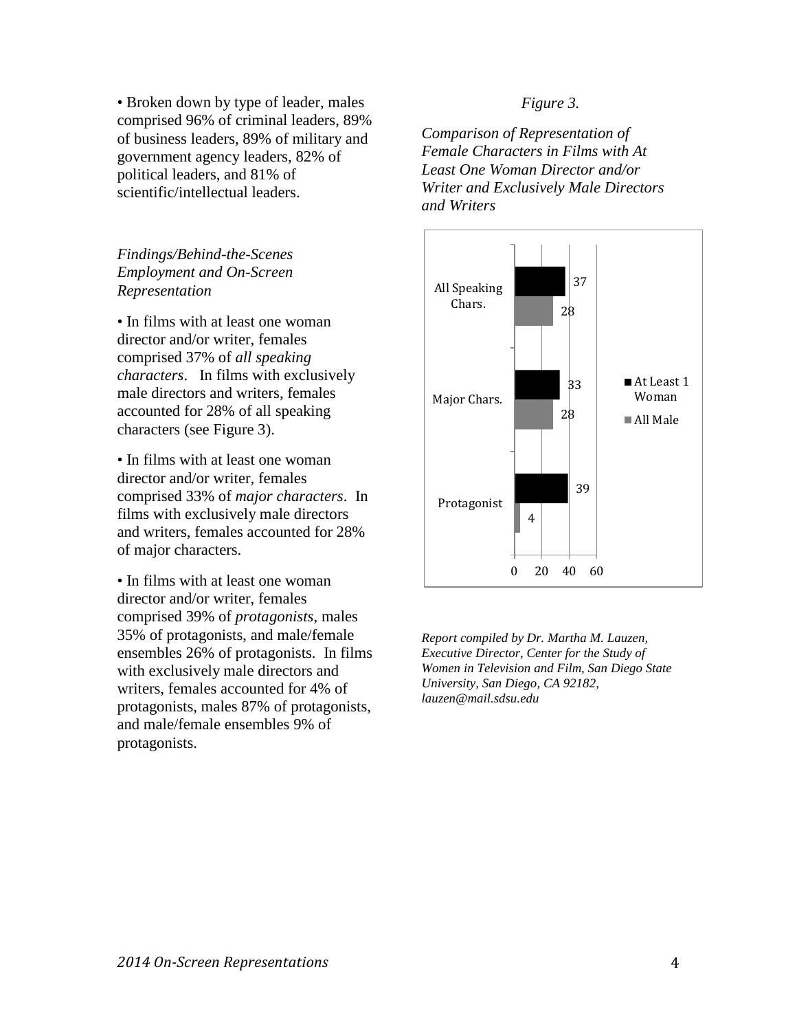• Broken down by type of leader, males comprised 96% of criminal leaders, 89% of business leaders, 89% of military and government agency leaders, 82% of political leaders, and 81% of scientific/intellectual leaders.

*Findings/Behind-the-Scenes Employment and On-Screen Representation*

• In films with at least one woman director and/or writer, females comprised 37% of *all speaking characters*. In films with exclusively male directors and writers, females accounted for 28% of all speaking characters (see Figure 3).

• In films with at least one woman director and/or writer, females comprised 33% of *major characters*. In films with exclusively male directors and writers, females accounted for 28% of major characters.

• In films with at least one woman director and/or writer, females comprised 39% of *protagonists*, males 35% of protagonists, and male/female ensembles 26% of protagonists. In films with exclusively male directors and writers, females accounted for 4% of protagonists, males 87% of protagonists, and male/female ensembles 9% of protagonists.

*Figure 3.*

*Comparison of Representation of Female Characters in Films with At Least One Woman Director and/or Writer and Exclusively Male Directors and Writers*

All Speaking Chars.
37
28

Major Chars.
33
28

Protagonist
39
4

0 20 40 60

At Least 1 Woman
All Male

*Report compiled by Dr. Martha M. Lauzen, Executive Director, Center for the Study of Women in Television and Film, San Diego State University, San Diego, CA 92182, lauzen@mail.sdsu.edu*